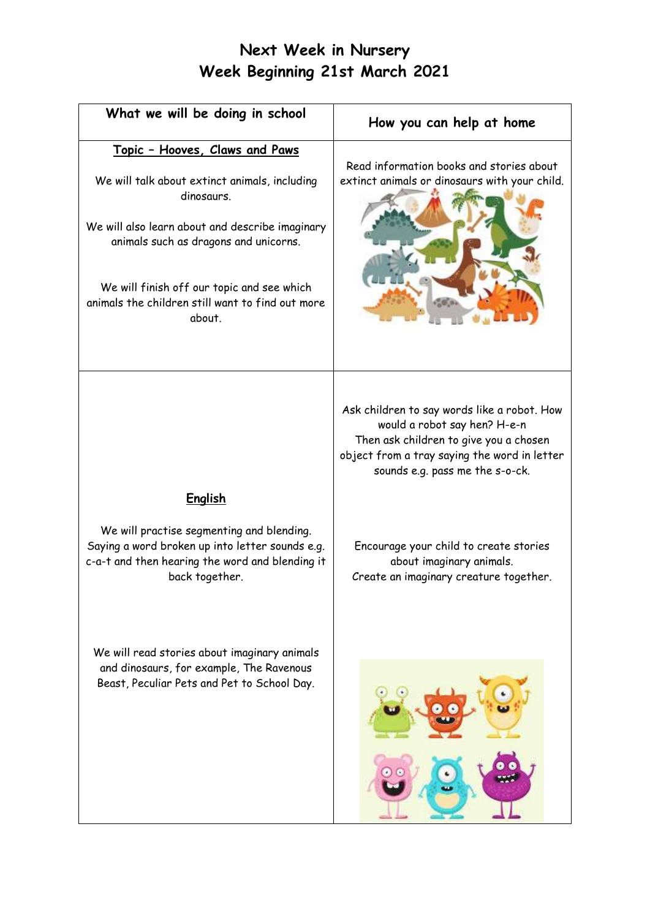# Next Week in Nursery
# Week Beginning 21st March 2021

| What we will be doing in school | How you can help at home |
|---|---|
| **Topic – Hooves, Claws and Paws**<br><br>We will talk about extinct animals, including dinosaurs.<br><br>We will also learn about and describe imaginary animals such as dragons and unicorns.<br><br>We will finish off our topic and see which animals the children still want to find out more about. | Read information books and stories about extinct animals or dinosaurs with your child. |
| **English**<br><br>We will practise segmenting and blending. Saying a word broken up into letter sounds e.g. c-a-t and then hearing the word and blending it back together.<br><br>We will read stories about imaginary animals and dinosaurs, for example, The Ravenous Beast, Peculiar Pets and Pet to School Day. | Ask children to say words like a robot. How would a robot say hen? H-e-n<br>Then ask children to give you a chosen object from a tray saying the word in letter sounds e.g. pass me the s-o-ck.<br><br>Encourage your child to create stories about imaginary animals.<br>Create an imaginary creature together. |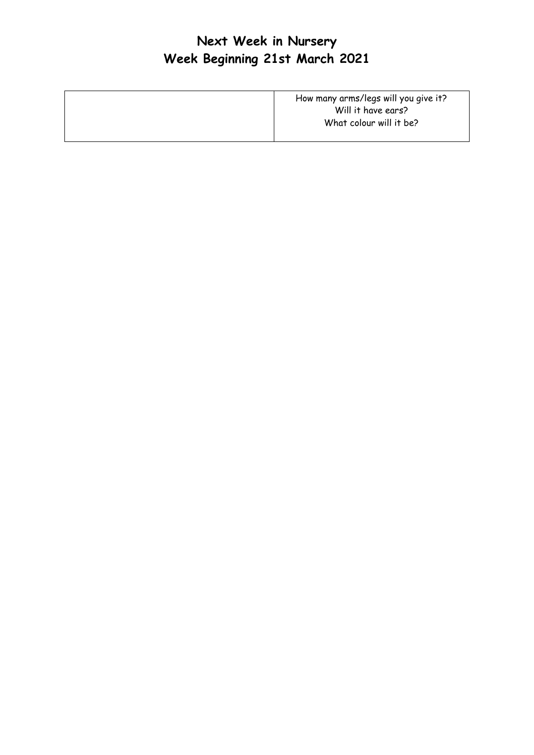# Next Week in Nursery
# Week Beginning 21st March 2021

| | How many arms/legs will you give it?<br>Will it have ears?<br>What colour will it be? |
|---|---|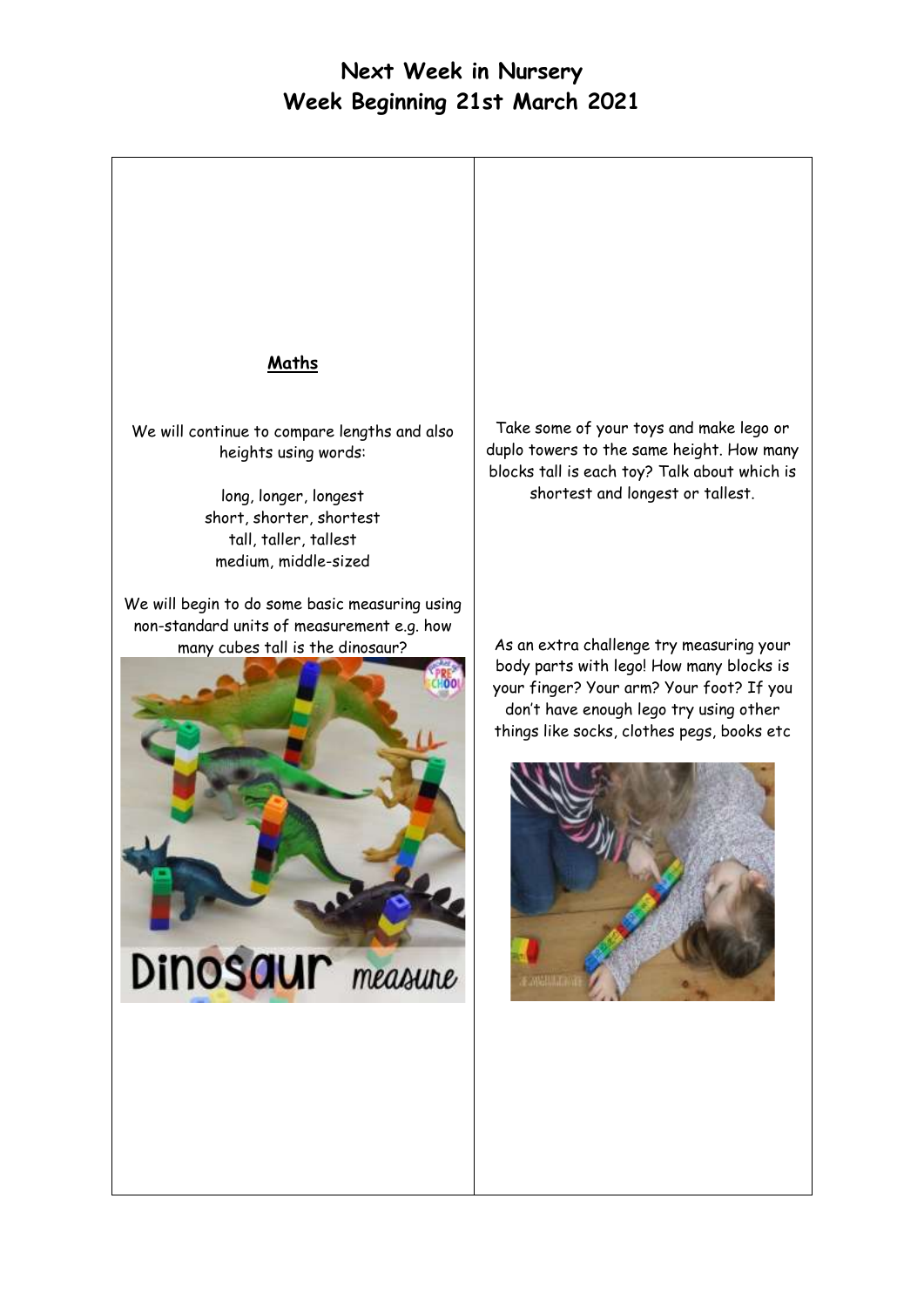# Next Week in Nursery
# Week Beginning 21st March 2021

## Maths

We will continue to compare lengths and also heights using words:

long, longer, longest
short, shorter, shortest
tall, taller, tallest
medium, middle-sized

We will begin to do some basic measuring using non-standard units of measurement e.g. how many cubes tall is the dinosaur?

Take some of your toys and make lego or duplo towers to the same height. How many blocks tall is each toy? Talk about which is shortest and longest or tallest.

As an extra challenge try measuring your body parts with lego! How many blocks is your finger? Your arm? Your foot? If you don't have enough lego try using other things like socks, clothes pegs, books etc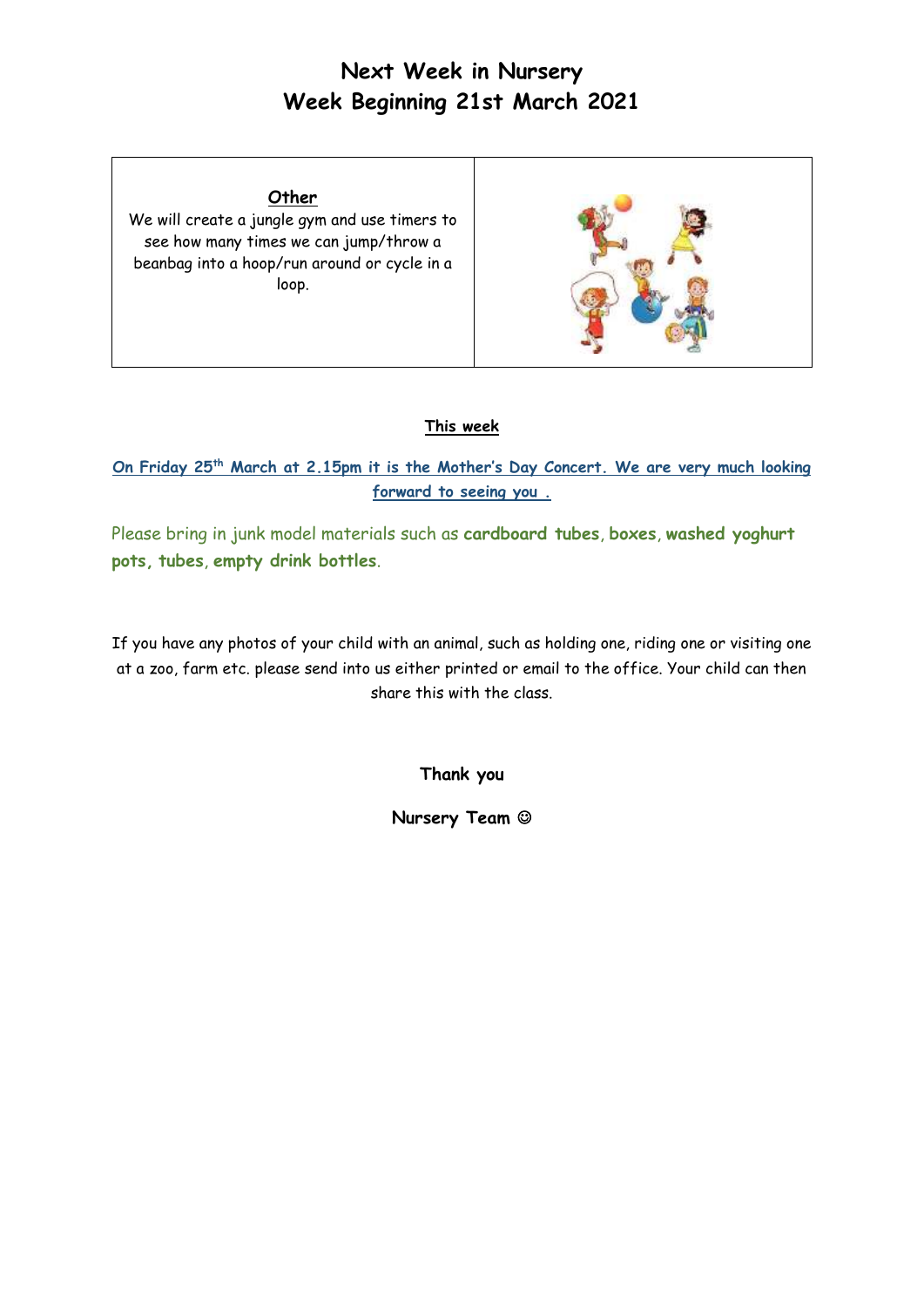# Next Week in Nursery
# Week Beginning 21st March 2021

| | |
|---|---|
| **Other**<br>We will create a jungle gym and use timers to see how many times we can jump/throw a beanbag into a hoop/run around or cycle in a loop. | |

**This week**

**On Friday 25th March at 2.15pm it is the Mother's Day Concert. We are very much looking forward to seeing you .**

Please bring in junk model materials such as **cardboard tubes**, **boxes**, **washed yoghurt pots, tubes**, **empty drink bottles**.

If you have any photos of your child with an animal, such as holding one, riding one or visiting one at a zoo, farm etc. please send into us either printed or email to the office. Your child can then share this with the class.

**Thank you**

**Nursery Team ☺**